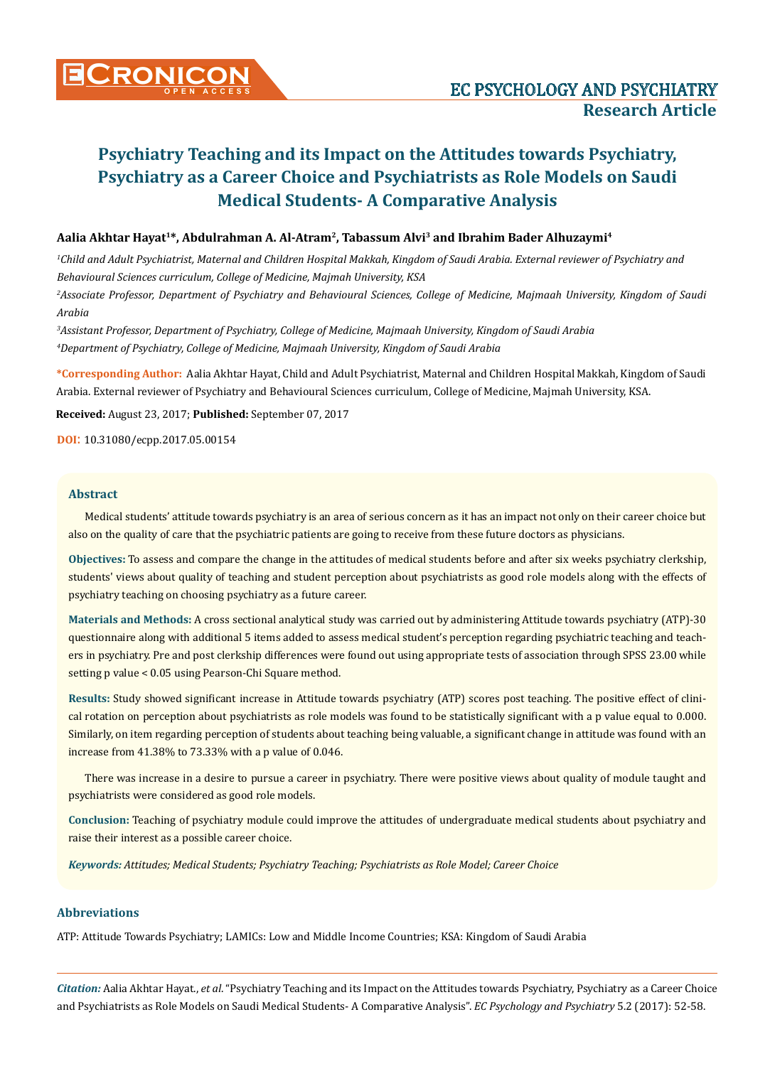# Psychiatry Teaching and its Impact on the Attitudes towards Psychiatry, Psychiatry as a Career Choice and Psychiatrists as Role Models on Saudi Medical Students- A Comparative Analysis

**Aalia Akhtar Hayat[1]\*, Abdulrahman A. Al-Atram[2], Tabassum Alvi[3] and Ibrahim Bader Alhuzaymi[4]**

*[1]Child and Adult Psychiatrist, Maternal and Children Hospital Makkah, Kingdom of Saudi Arabia. External reviewer of Psychiatry and Behavioural Sciences curriculum, College of Medicine, Majmah University, KSA*

*[2]Associate Professor, Department of Psychiatry and Behavioural Sciences, College of Medicine, Majmaah University, Kingdom of Saudi Arabia*

*[3]Assistant Professor, Department of Psychiatry, College of Medicine, Majmaah University, Kingdom of Saudi Arabia*

*[4]Department of Psychiatry, College of Medicine, Majmaah University, Kingdom of Saudi Arabia*

**\*Corresponding Author:** Aalia Akhtar Hayat, Child and Adult Psychiatrist, Maternal and Children Hospital Makkah, Kingdom of Saudi Arabia. External reviewer of Psychiatry and Behavioural Sciences curriculum, College of Medicine, Majmah University, KSA.

**Received:** August 23, 2017; **Published:** September 07, 2017

**DOI:** 10.31080/ecpp.2017.05.00154

## Abstract

Medical students' attitude towards psychiatry is an area of serious concern as it has an impact not only on their career choice but also on the quality of care that the psychiatric patients are going to receive from these future doctors as physicians.

**Objectives:** To assess and compare the change in the attitudes of medical students before and after six weeks psychiatry clerkship, students' views about quality of teaching and student perception about psychiatrists as good role models along with the effects of psychiatry teaching on choosing psychiatry as a future career.

**Materials and Methods:** A cross sectional analytical study was carried out by administering Attitude towards psychiatry (ATP)-30 questionnaire along with additional 5 items added to assess medical student's perception regarding psychiatric teaching and teachers in psychiatry. Pre and post clerkship differences were found out using appropriate tests of association through SPSS 23.00 while setting p value < 0.05 using Pearson-Chi Square method.

**Results:** Study showed significant increase in Attitude towards psychiatry (ATP) scores post teaching. The positive effect of clinical rotation on perception about psychiatrists as role models was found to be statistically significant with a p value equal to 0.000. Similarly, on item regarding perception of students about teaching being valuable, a significant change in attitude was found with an increase from 41.38% to 73.33% with a p value of 0.046.

There was increase in a desire to pursue a career in psychiatry. There were positive views about quality of module taught and psychiatrists were considered as good role models.

**Conclusion:** Teaching of psychiatry module could improve the attitudes of undergraduate medical students about psychiatry and raise their interest as a possible career choice.

***Keywords:*** *Attitudes; Medical Students; Psychiatry Teaching; Psychiatrists as Role Model; Career Choice*

## Abbreviations

ATP: Attitude Towards Psychiatry; LAMICs: Low and Middle Income Countries; KSA: Kingdom of Saudi Arabia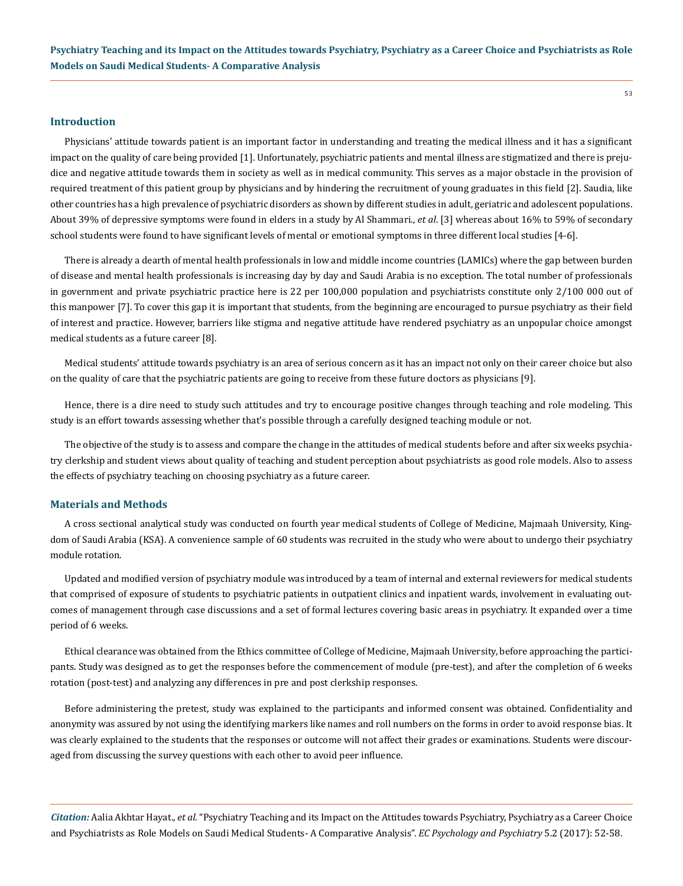## Introduction

Physicians' attitude towards patient is an important factor in understanding and treating the medical illness and it has a significant impact on the quality of care being provided [1]. Unfortunately, psychiatric patients and mental illness are stigmatized and there is prejudice and negative attitude towards them in society as well as in medical community. This serves as a major obstacle in the provision of required treatment of this patient group by physicians and by hindering the recruitment of young graduates in this field [2]. Saudia, like other countries has a high prevalence of psychiatric disorders as shown by different studies in adult, geriatric and adolescent populations. About 39% of depressive symptoms were found in elders in a study by Al Shammari., *et al*. [3] whereas about 16% to 59% of secondary school students were found to have significant levels of mental or emotional symptoms in three different local studies [4-6].

There is already a dearth of mental health professionals in low and middle income countries (LAMICs) where the gap between burden of disease and mental health professionals is increasing day by day and Saudi Arabia is no exception. The total number of professionals in government and private psychiatric practice here is 22 per 100,000 population and psychiatrists constitute only 2/100 000 out of this manpower [7]. To cover this gap it is important that students, from the beginning are encouraged to pursue psychiatry as their field of interest and practice. However, barriers like stigma and negative attitude have rendered psychiatry as an unpopular choice amongst medical students as a future career [8].

Medical students' attitude towards psychiatry is an area of serious concern as it has an impact not only on their career choice but also on the quality of care that the psychiatric patients are going to receive from these future doctors as physicians [9].

Hence, there is a dire need to study such attitudes and try to encourage positive changes through teaching and role modeling. This study is an effort towards assessing whether that's possible through a carefully designed teaching module or not.

The objective of the study is to assess and compare the change in the attitudes of medical students before and after six weeks psychiatry clerkship and student views about quality of teaching and student perception about psychiatrists as good role models. Also to assess the effects of psychiatry teaching on choosing psychiatry as a future career.

## Materials and Methods

A cross sectional analytical study was conducted on fourth year medical students of College of Medicine, Majmaah University, Kingdom of Saudi Arabia (KSA). A convenience sample of 60 students was recruited in the study who were about to undergo their psychiatry module rotation.

Updated and modified version of psychiatry module was introduced by a team of internal and external reviewers for medical students that comprised of exposure of students to psychiatric patients in outpatient clinics and inpatient wards, involvement in evaluating outcomes of management through case discussions and a set of formal lectures covering basic areas in psychiatry. It expanded over a time period of 6 weeks.

Ethical clearance was obtained from the Ethics committee of College of Medicine, Majmaah University, before approaching the participants. Study was designed as to get the responses before the commencement of module (pre-test), and after the completion of 6 weeks rotation (post-test) and analyzing any differences in pre and post clerkship responses.

Before administering the pretest, study was explained to the participants and informed consent was obtained. Confidentiality and anonymity was assured by not using the identifying markers like names and roll numbers on the forms in order to avoid response bias. It was clearly explained to the students that the responses or outcome will not affect their grades or examinations. Students were discouraged from discussing the survey questions with each other to avoid peer influence.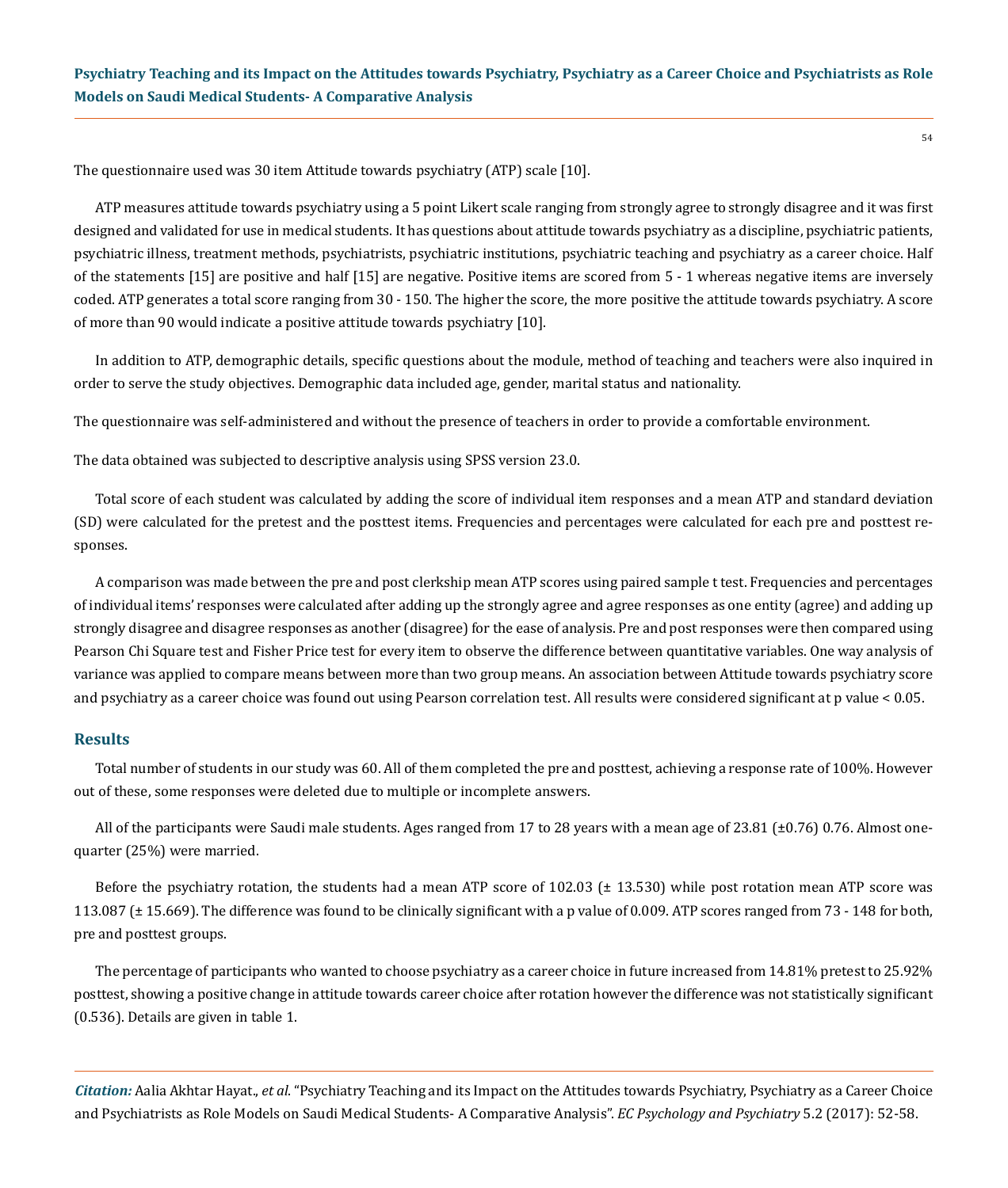The questionnaire used was 30 item Attitude towards psychiatry (ATP) scale [10].

ATP measures attitude towards psychiatry using a 5 point Likert scale ranging from strongly agree to strongly disagree and it was first designed and validated for use in medical students. It has questions about attitude towards psychiatry as a discipline, psychiatric patients, psychiatric illness, treatment methods, psychiatrists, psychiatric institutions, psychiatric teaching and psychiatry as a career choice. Half of the statements [15] are positive and half [15] are negative. Positive items are scored from 5 - 1 whereas negative items are inversely coded. ATP generates a total score ranging from 30 - 150. The higher the score, the more positive the attitude towards psychiatry. A score of more than 90 would indicate a positive attitude towards psychiatry [10].

In addition to ATP, demographic details, specific questions about the module, method of teaching and teachers were also inquired in order to serve the study objectives. Demographic data included age, gender, marital status and nationality.

The questionnaire was self-administered and without the presence of teachers in order to provide a comfortable environment.

The data obtained was subjected to descriptive analysis using SPSS version 23.0.

Total score of each student was calculated by adding the score of individual item responses and a mean ATP and standard deviation (SD) were calculated for the pretest and the posttest items. Frequencies and percentages were calculated for each pre and posttest responses.

A comparison was made between the pre and post clerkship mean ATP scores using paired sample t test. Frequencies and percentages of individual items' responses were calculated after adding up the strongly agree and agree responses as one entity (agree) and adding up strongly disagree and disagree responses as another (disagree) for the ease of analysis. Pre and post responses were then compared using Pearson Chi Square test and Fisher Price test for every item to observe the difference between quantitative variables. One way analysis of variance was applied to compare means between more than two group means. An association between Attitude towards psychiatry score and psychiatry as a career choice was found out using Pearson correlation test. All results were considered significant at p value < 0.05.

## Results

Total number of students in our study was 60. All of them completed the pre and posttest, achieving a response rate of 100%. However out of these, some responses were deleted due to multiple or incomplete answers.

All of the participants were Saudi male students. Ages ranged from 17 to 28 years with a mean age of 23.81 (±0.76) 0.76. Almost one-quarter (25%) were married.

Before the psychiatry rotation, the students had a mean ATP score of 102.03 (± 13.530) while post rotation mean ATP score was 113.087 (± 15.669). The difference was found to be clinically significant with a p value of 0.009. ATP scores ranged from 73 - 148 for both, pre and posttest groups.

The percentage of participants who wanted to choose psychiatry as a career choice in future increased from 14.81% pretest to 25.92% posttest, showing a positive change in attitude towards career choice after rotation however the difference was not statistically significant (0.536). Details are given in table 1.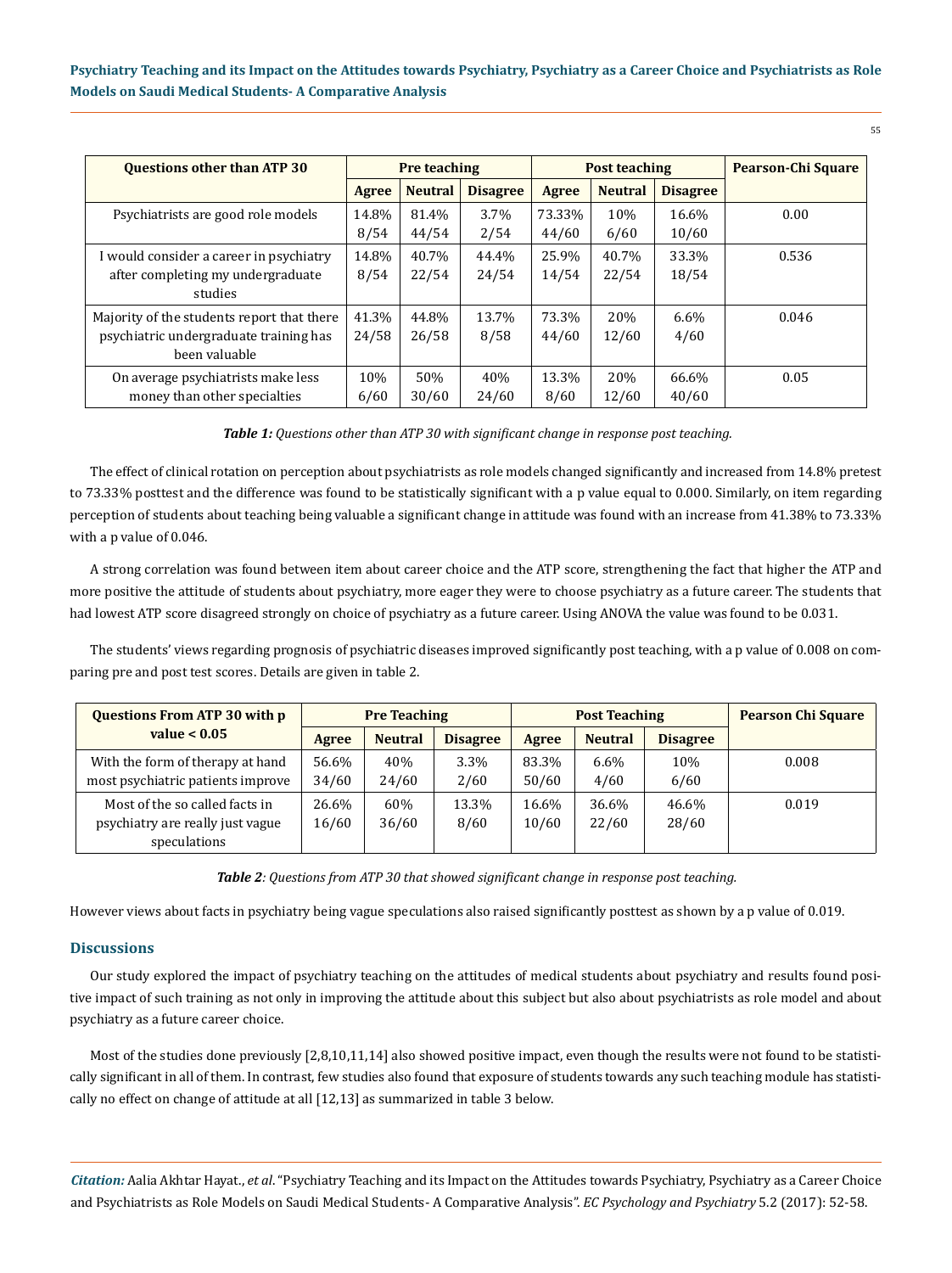| Questions other than ATP 30 | Pre teaching | | | Post teaching | | | Pearson-Chi Square |
|---|---|---|---|---|---|---|---|
| | Agree | Neutral | Disagree | Agree | Neutral | Disagree | |
| Psychiatrists are good role models | 14.8% 8/54 | 81.4% 44/54 | 3.7% 2/54 | 73.33% 44/60 | 10% 6/60 | 16.6% 10/60 | 0.00 |
| I would consider a career in psychiatry after completing my undergraduate studies | 14.8% 8/54 | 40.7% 22/54 | 44.4% 24/54 | 25.9% 14/54 | 40.7% 22/54 | 33.3% 18/54 | 0.536 |
| Majority of the students report that there psychiatric undergraduate training has been valuable | 41.3% 24/58 | 44.8% 26/58 | 13.7% 8/58 | 73.3% 44/60 | 20% 12/60 | 6.6% 4/60 | 0.046 |
| On average psychiatrists make less money than other specialties | 10% 6/60 | 50% 30/60 | 40% 24/60 | 13.3% 8/60 | 20% 12/60 | 66.6% 40/60 | 0.05 |

***Table 1:*** *Questions other than ATP 30 with significant change in response post teaching.*

The effect of clinical rotation on perception about psychiatrists as role models changed significantly and increased from 14.8% pretest to 73.33% posttest and the difference was found to be statistically significant with a p value equal to 0.000. Similarly, on item regarding perception of students about teaching being valuable a significant change in attitude was found with an increase from 41.38% to 73.33% with a p value of 0.046.

A strong correlation was found between item about career choice and the ATP score, strengthening the fact that higher the ATP and more positive the attitude of students about psychiatry, more eager they were to choose psychiatry as a future career. The students that had lowest ATP score disagreed strongly on choice of psychiatry as a future career. Using ANOVA the value was found to be 0.031.

The students' views regarding prognosis of psychiatric diseases improved significantly post teaching, with a p value of 0.008 on comparing pre and post test scores. Details are given in table 2.

| Questions From ATP 30 with p value < 0.05 | Pre Teaching | | | Post Teaching | | | Pearson Chi Square |
|---|---|---|---|---|---|---|---|
| | Agree | Neutral | Disagree | Agree | Neutral | Disagree | |
| With the form of therapy at hand most psychiatric patients improve | 56.6% 34/60 | 40% 24/60 | 3.3% 2/60 | 83.3% 50/60 | 6.6% 4/60 | 10% 6/60 | 0.008 |
| Most of the so called facts in psychiatry are really just vague speculations | 26.6% 16/60 | 60% 36/60 | 13.3% 8/60 | 16.6% 10/60 | 36.6% 22/60 | 46.6% 28/60 | 0.019 |

***Table 2****: Questions from ATP 30 that showed significant change in response post teaching.*

However views about facts in psychiatry being vague speculations also raised significantly posttest as shown by a p value of 0.019.

## Discussions

Our study explored the impact of psychiatry teaching on the attitudes of medical students about psychiatry and results found positive impact of such training as not only in improving the attitude about this subject but also about psychiatrists as role model and about psychiatry as a future career choice.

Most of the studies done previously [2,8,10,11,14] also showed positive impact, even though the results were not found to be statistically significant in all of them. In contrast, few studies also found that exposure of students towards any such teaching module has statistically no effect on change of attitude at all [12,13] as summarized in table 3 below.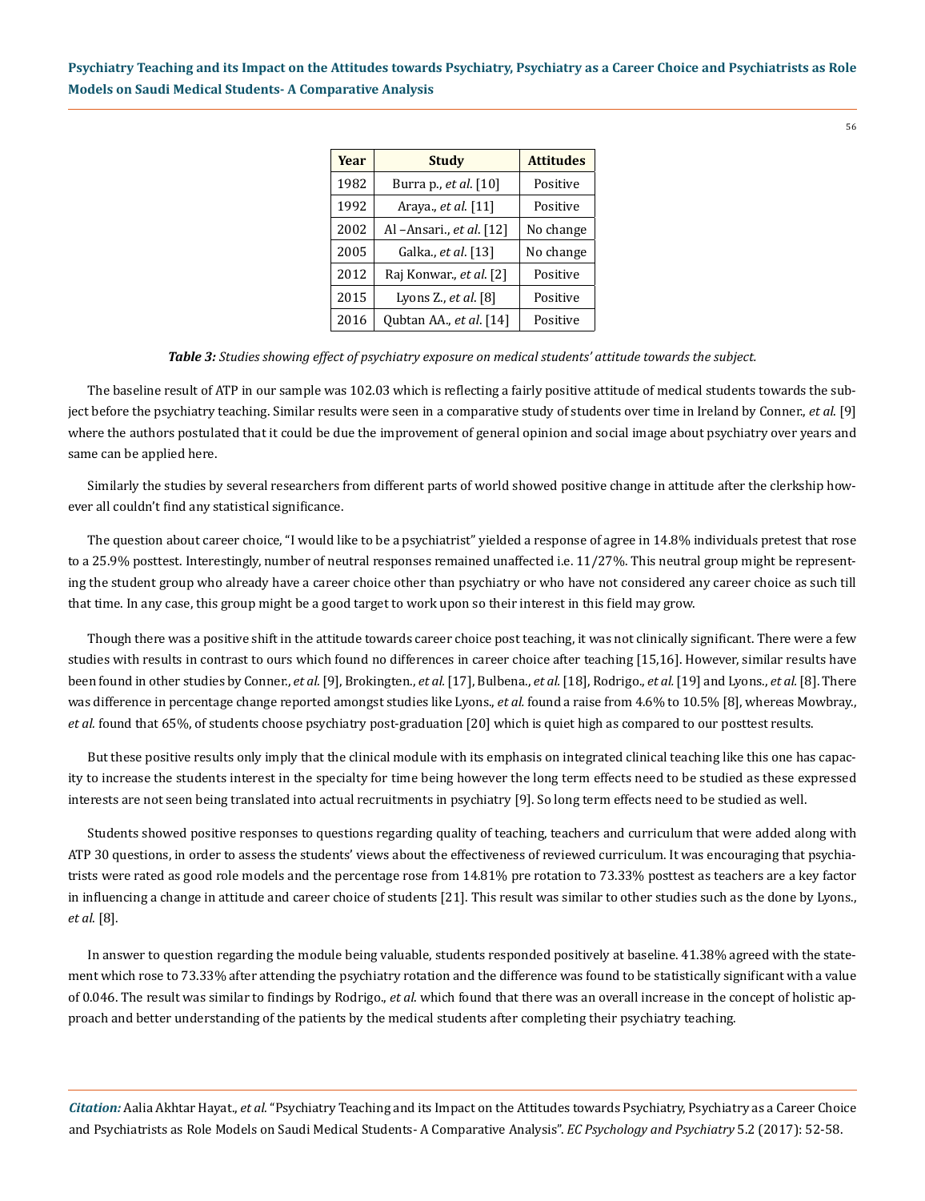| Year | Study | Attitudes |
|---|---|---|
| 1982 | Burra p., *et al*. [10] | Positive |
| 1992 | Araya., *et al*. [11] | Positive |
| 2002 | Al –Ansari., *et al*. [12] | No change |
| 2005 | Galka., *et al*. [13] | No change |
| 2012 | Raj Konwar., *et al*. [2] | Positive |
| 2015 | Lyons Z., *et al*. [8] | Positive |
| 2016 | Qubtan AA., *et al*. [14] | Positive |

***Table 3:*** *Studies showing effect of psychiatry exposure on medical students' attitude towards the subject.*

The baseline result of ATP in our sample was 102.03 which is reflecting a fairly positive attitude of medical students towards the subject before the psychiatry teaching. Similar results were seen in a comparative study of students over time in Ireland by Conner., *et al*. [9] where the authors postulated that it could be due the improvement of general opinion and social image about psychiatry over years and same can be applied here.

Similarly the studies by several researchers from different parts of world showed positive change in attitude after the clerkship however all couldn't find any statistical significance.

The question about career choice, "I would like to be a psychiatrist" yielded a response of agree in 14.8% individuals pretest that rose to a 25.9% posttest. Interestingly, number of neutral responses remained unaffected i.e. 11/27%. This neutral group might be representing the student group who already have a career choice other than psychiatry or who have not considered any career choice as such till that time. In any case, this group might be a good target to work upon so their interest in this field may grow.

Though there was a positive shift in the attitude towards career choice post teaching, it was not clinically significant. There were a few studies with results in contrast to ours which found no differences in career choice after teaching [15,16]. However, similar results have been found in other studies by Conner., *et al*. [9], Brokingten., *et al*. [17], Bulbena., *et al*. [18], Rodrigo., *et al*. [19] and Lyons., *et al*. [8]. There was difference in percentage change reported amongst studies like Lyons., *et al.* found a raise from 4.6% to 10.5% [8], whereas Mowbray., *et al.* found that 65%, of students choose psychiatry post-graduation [20] which is quiet high as compared to our posttest results.

But these positive results only imply that the clinical module with its emphasis on integrated clinical teaching like this one has capacity to increase the students interest in the specialty for time being however the long term effects need to be studied as these expressed interests are not seen being translated into actual recruitments in psychiatry [9]. So long term effects need to be studied as well.

Students showed positive responses to questions regarding quality of teaching, teachers and curriculum that were added along with ATP 30 questions, in order to assess the students' views about the effectiveness of reviewed curriculum. It was encouraging that psychiatrists were rated as good role models and the percentage rose from 14.81% pre rotation to 73.33% posttest as teachers are a key factor in influencing a change in attitude and career choice of students [21]. This result was similar to other studies such as the done by Lyons., *et al.* [8].

In answer to question regarding the module being valuable, students responded positively at baseline. 41.38% agreed with the statement which rose to 73.33% after attending the psychiatry rotation and the difference was found to be statistically significant with a value of 0.046. The result was similar to findings by Rodrigo., *et al.* which found that there was an overall increase in the concept of holistic approach and better understanding of the patients by the medical students after completing their psychiatry teaching.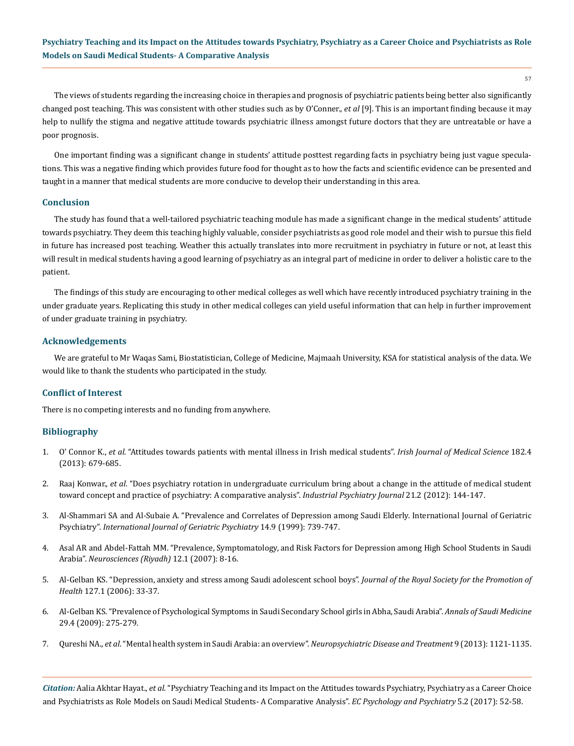The views of students regarding the increasing choice in therapies and prognosis of psychiatric patients being better also significantly changed post teaching. This was consistent with other studies such as by O'Conner., *et al* [9]. This is an important finding because it may help to nullify the stigma and negative attitude towards psychiatric illness amongst future doctors that they are untreatable or have a poor prognosis.

One important finding was a significant change in students' attitude posttest regarding facts in psychiatry being just vague speculations. This was a negative finding which provides future food for thought as to how the facts and scientific evidence can be presented and taught in a manner that medical students are more conducive to develop their understanding in this area.

## Conclusion

The study has found that a well-tailored psychiatric teaching module has made a significant change in the medical students' attitude towards psychiatry. They deem this teaching highly valuable, consider psychiatrists as good role model and their wish to pursue this field in future has increased post teaching. Weather this actually translates into more recruitment in psychiatry in future or not, at least this will result in medical students having a good learning of psychiatry as an integral part of medicine in order to deliver a holistic care to the patient.

The findings of this study are encouraging to other medical colleges as well which have recently introduced psychiatry training in the under graduate years. Replicating this study in other medical colleges can yield useful information that can help in further improvement of under graduate training in psychiatry.

## Acknowledgements

We are grateful to Mr Waqas Sami, Biostatistician, College of Medicine, Majmaah University, KSA for statistical analysis of the data. We would like to thank the students who participated in the study.

## Conflict of Interest

There is no competing interests and no funding from anywhere.

## Bibliography

1. O' Connor K., *et al.* "Attitudes towards patients with mental illness in Irish medical students". *Irish Journal of Medical Science* 182.4 (2013): 679-685.
2. Raaj Konwar., *et al.* "Does psychiatry rotation in undergraduate curriculum bring about a change in the attitude of medical student toward concept and practice of psychiatry: A comparative analysis". *Industrial Psychiatry Journal* 21.2 (2012): 144-147.
3. Al-Shammari SA and Al-Subaie A. "Prevalence and Correlates of Depression among Saudi Elderly. International Journal of Geriatric Psychiatry". *International Journal of Geriatric Psychiatry* 14.9 (1999): 739-747.
4. Asal AR and Abdel-Fattah MM. "Prevalence, Symptomatology, and Risk Factors for Depression among High School Students in Saudi Arabia". *Neurosciences (Riyadh)* 12.1 (2007): 8-16.
5. Al-Gelban KS. "Depression, anxiety and stress among Saudi adolescent school boys". *Journal of the Royal Society for the Promotion of Health* 127.1 (2006): 33-37.
6. Al-Gelban KS. "Prevalence of Psychological Symptoms in Saudi Secondary School girls in Abha, Saudi Arabia". *Annals of Saudi Medicine* 29.4 (2009): 275-279.
7. Qureshi NA., *et al*. "Mental health system in Saudi Arabia: an overview". *Neuropsychiatric Disease and Treatment* 9 (2013): 1121-1135.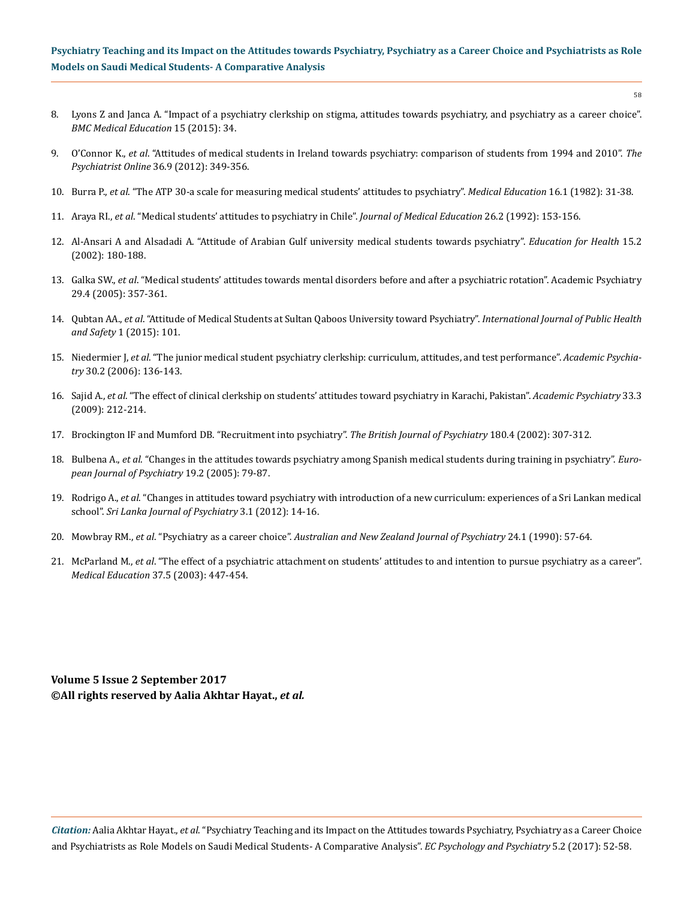8. Lyons Z and Janca A. "Impact of a psychiatry clerkship on stigma, attitudes towards psychiatry, and psychiatry as a career choice". *BMC Medical Education* 15 (2015): 34.

9. O'Connor K., *et al*. "Attitudes of medical students in Ireland towards psychiatry: comparison of students from 1994 and 2010". *The Psychiatrist Online* 36.9 (2012): 349-356.

10. Burra P., *et al*. "The ATP 30-a scale for measuring medical students' attitudes to psychiatry". *Medical Education* 16.1 (1982): 31-38.

11. Araya RI., *et al*. "Medical students' attitudes to psychiatry in Chile". *Journal of Medical Education* 26.2 (1992): 153-156.

12. Al-Ansari A and Alsadadi A. "Attitude of Arabian Gulf university medical students towards psychiatry". *Education for Health* 15.2 (2002): 180-188.

13. Galka SW., *et al*. "Medical students' attitudes towards mental disorders before and after a psychiatric rotation". Academic Psychiatry 29.4 (2005): 357-361.

14. Qubtan AA., *et al*. "Attitude of Medical Students at Sultan Qaboos University toward Psychiatry". *International Journal of Public Health and Safety* 1 (2015): 101.

15. Niedermier J, *et al*. "The junior medical student psychiatry clerkship: curriculum, attitudes, and test performance". *Academic Psychiatry* 30.2 (2006): 136-143.

16. Sajid A., *et al*. "The effect of clinical clerkship on students' attitudes toward psychiatry in Karachi, Pakistan". *Academic Psychiatry* 33.3 (2009): 212-214.

17. Brockington IF and Mumford DB. "Recruitment into psychiatry". *The British Journal of Psychiatry* 180.4 (2002): 307-312.

18. Bulbena A., *et al*. "Changes in the attitudes towards psychiatry among Spanish medical students during training in psychiatry". *European Journal of Psychiatry* 19.2 (2005): 79-87.

19. Rodrigo A., *et al*. "Changes in attitudes toward psychiatry with introduction of a new curriculum: experiences of a Sri Lankan medical school". *Sri Lanka Journal of Psychiatry* 3.1 (2012): 14-16.

20. Mowbray RM., *et al*. "Psychiatry as a career choice". *Australian and New Zealand Journal of Psychiatry* 24.1 (1990): 57-64.

21. McParland M., *et al*. "The effect of a psychiatric attachment on students' attitudes to and intention to pursue psychiatry as a career". *Medical Education* 37.5 (2003): 447-454.

**Volume 5 Issue 2 September 2017**
**©All rights reserved by Aalia Akhtar Hayat.,** ***et al.***